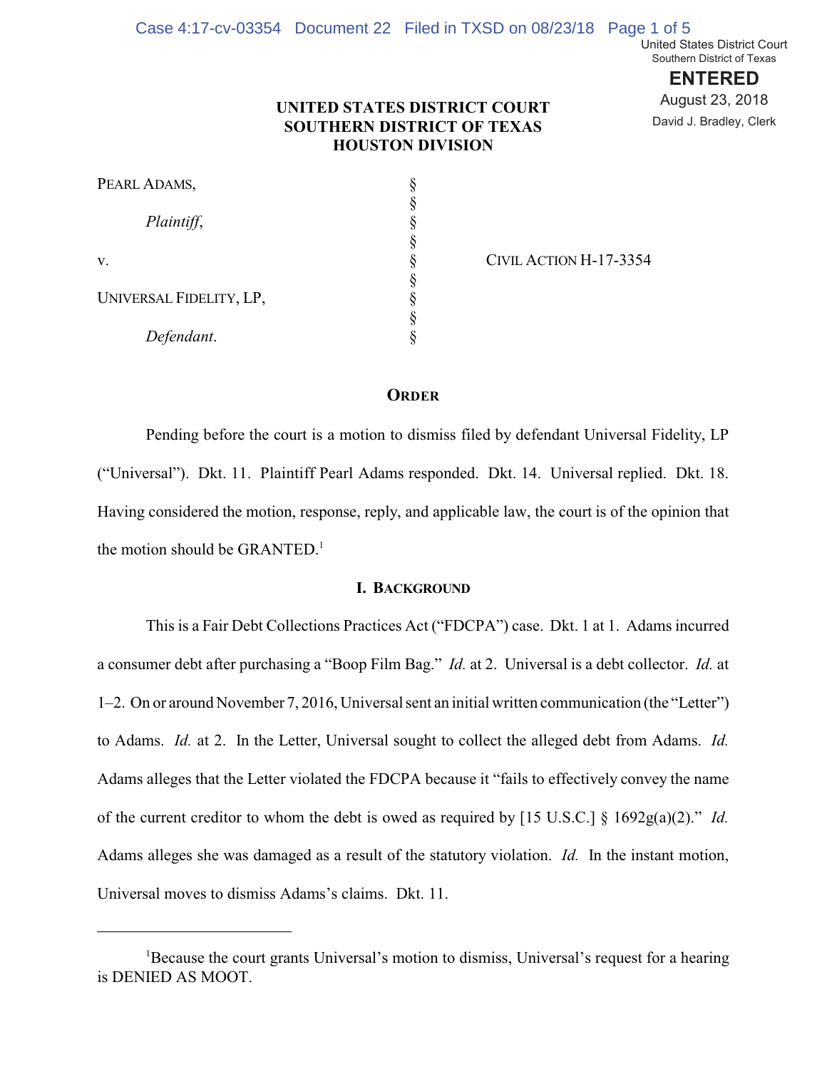United States District Court
Southern District of Texas

**ENTERED**

August 23, 2018

David J. Bradley, Clerk

**UNITED STATES DISTRICT COURT**
**SOUTHERN DISTRICT OF TEXAS**
**HOUSTON DIVISION**

| | | |
|---|---|---|
| PEARL ADAMS, | § | |
| | § | |
| *Plaintiff*, | § | |
| | § | |
| v. | § | CIVIL ACTION H-17-3354 |
| | § | |
| UNIVERSAL FIDELITY, LP, | § | |
| | § | |
| *Defendant*. | § | |

## ORDER

Pending before the court is a motion to dismiss filed by defendant Universal Fidelity, LP ("Universal"). Dkt. 11. Plaintiff Pearl Adams responded. Dkt. 14. Universal replied. Dkt. 18. Having considered the motion, response, reply, and applicable law, the court is of the opinion that the motion should be GRANTED.[1]

### I. BACKGROUND

This is a Fair Debt Collections Practices Act ("FDCPA") case. Dkt. 1 at 1. Adams incurred a consumer debt after purchasing a "Boop Film Bag." *Id.* at 2. Universal is a debt collector. *Id.* at 1–2. On or around November 7, 2016, Universal sent an initial written communication (the "Letter") to Adams. *Id.* at 2. In the Letter, Universal sought to collect the alleged debt from Adams. *Id.* Adams alleges that the Letter violated the FDCPA because it "fails to effectively convey the name of the current creditor to whom the debt is owed as required by [15 U.S.C.] § 1692g(a)(2)." *Id.* Adams alleges she was damaged as a result of the statutory violation. *Id.* In the instant motion, Universal moves to dismiss Adams's claims. Dkt. 11.

---

[1]Because the court grants Universal's motion to dismiss, Universal's request for a hearing is DENIED AS MOOT.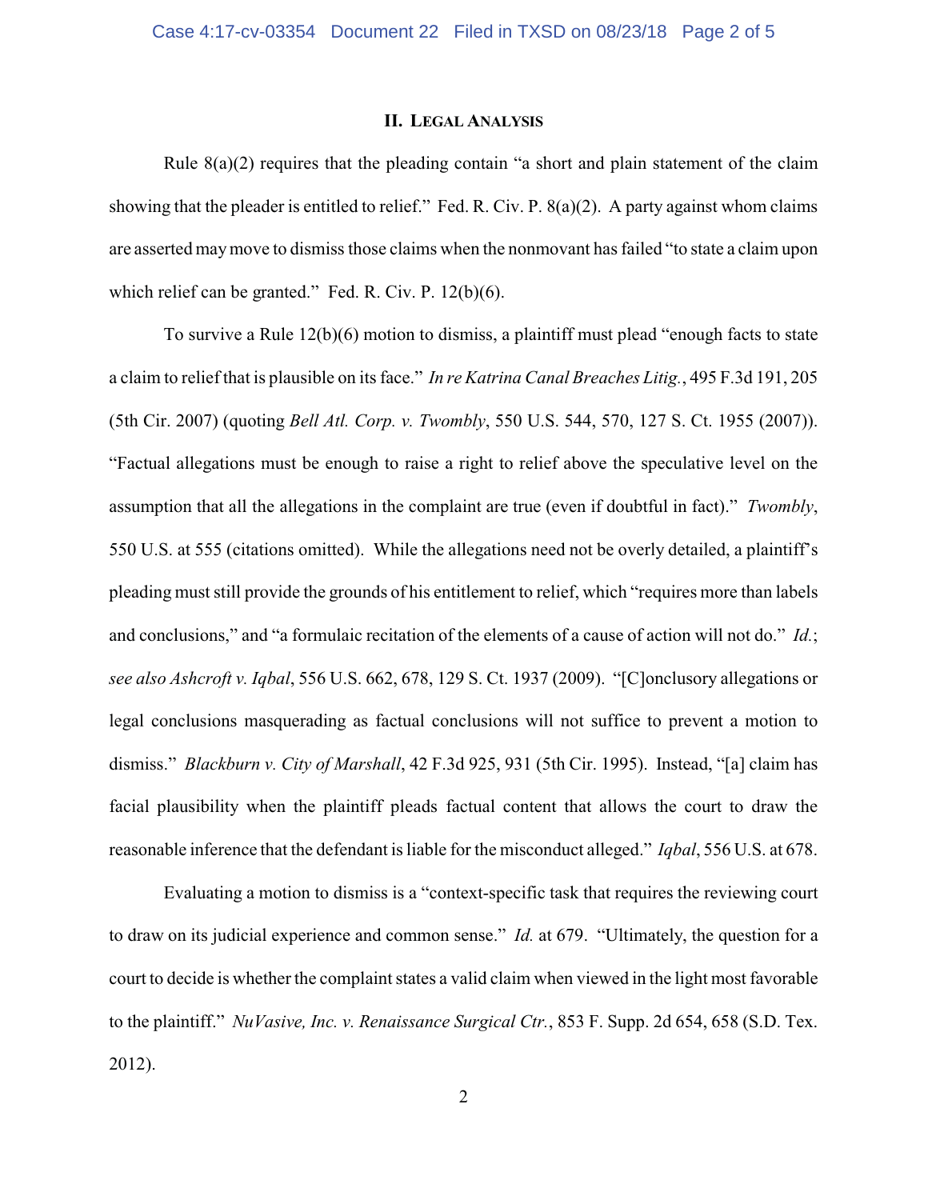## II. LEGAL ANALYSIS

Rule 8(a)(2) requires that the pleading contain "a short and plain statement of the claim showing that the pleader is entitled to relief." Fed. R. Civ. P. 8(a)(2). A party against whom claims are asserted may move to dismiss those claims when the nonmovant has failed "to state a claim upon which relief can be granted." Fed. R. Civ. P. 12(b)(6).

To survive a Rule 12(b)(6) motion to dismiss, a plaintiff must plead "enough facts to state a claim to relief that is plausible on its face." *In re Katrina Canal Breaches Litig.*, 495 F.3d 191, 205 (5th Cir. 2007) (quoting *Bell Atl. Corp. v. Twombly*, 550 U.S. 544, 570, 127 S. Ct. 1955 (2007)). "Factual allegations must be enough to raise a right to relief above the speculative level on the assumption that all the allegations in the complaint are true (even if doubtful in fact)." *Twombly*, 550 U.S. at 555 (citations omitted). While the allegations need not be overly detailed, a plaintiff's pleading must still provide the grounds of his entitlement to relief, which "requires more than labels and conclusions," and "a formulaic recitation of the elements of a cause of action will not do." *Id.*; *see also Ashcroft v. Iqbal*, 556 U.S. 662, 678, 129 S. Ct. 1937 (2009). "[C]onclusory allegations or legal conclusions masquerading as factual conclusions will not suffice to prevent a motion to dismiss." *Blackburn v. City of Marshall*, 42 F.3d 925, 931 (5th Cir. 1995). Instead, "[a] claim has facial plausibility when the plaintiff pleads factual content that allows the court to draw the reasonable inference that the defendant is liable for the misconduct alleged." *Iqbal*, 556 U.S. at 678.

Evaluating a motion to dismiss is a "context-specific task that requires the reviewing court to draw on its judicial experience and common sense." *Id.* at 679. "Ultimately, the question for a court to decide is whether the complaint states a valid claim when viewed in the light most favorable to the plaintiff." *NuVasive, Inc. v. Renaissance Surgical Ctr.*, 853 F. Supp. 2d 654, 658 (S.D. Tex. 2012).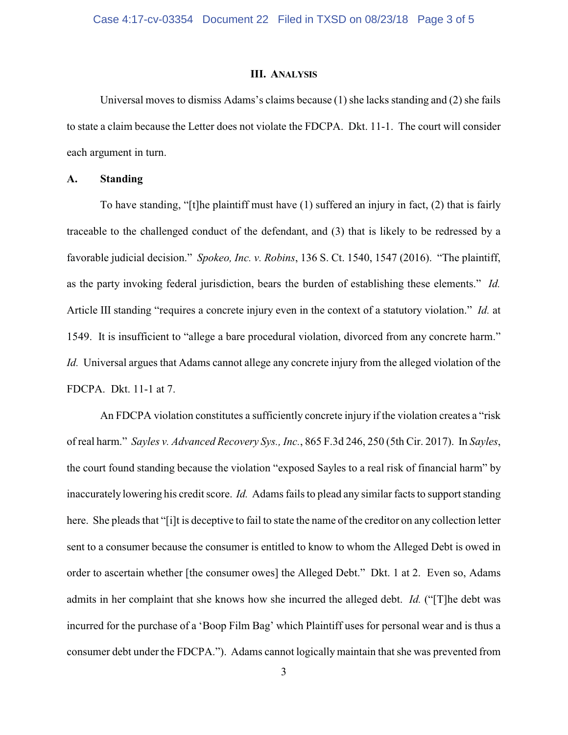### III. Analysis

Universal moves to dismiss Adams's claims because (1) she lacks standing and (2) she fails to state a claim because the Letter does not violate the FDCPA. Dkt. 11-1. The court will consider each argument in turn.

### A. Standing

To have standing, "[t]he plaintiff must have (1) suffered an injury in fact, (2) that is fairly traceable to the challenged conduct of the defendant, and (3) that is likely to be redressed by a favorable judicial decision." *Spokeo, Inc. v. Robins*, 136 S. Ct. 1540, 1547 (2016). "The plaintiff, as the party invoking federal jurisdiction, bears the burden of establishing these elements." *Id.* Article III standing "requires a concrete injury even in the context of a statutory violation." *Id.* at 1549. It is insufficient to "allege a bare procedural violation, divorced from any concrete harm." *Id.* Universal argues that Adams cannot allege any concrete injury from the alleged violation of the FDCPA. Dkt. 11-1 at 7.

An FDCPA violation constitutes a sufficiently concrete injury if the violation creates a "risk of real harm." *Sayles v. Advanced Recovery Sys., Inc.*, 865 F.3d 246, 250 (5th Cir. 2017). In *Sayles*, the court found standing because the violation "exposed Sayles to a real risk of financial harm" by inaccurately lowering his credit score. *Id.* Adams fails to plead any similar facts to support standing here. She pleads that "[i]t is deceptive to fail to state the name of the creditor on any collection letter sent to a consumer because the consumer is entitled to know to whom the Alleged Debt is owed in order to ascertain whether [the consumer owes] the Alleged Debt." Dkt. 1 at 2. Even so, Adams admits in her complaint that she knows how she incurred the alleged debt. *Id.* ("[T]he debt was incurred for the purchase of a 'Boop Film Bag' which Plaintiff uses for personal wear and is thus a consumer debt under the FDCPA."). Adams cannot logically maintain that she was prevented from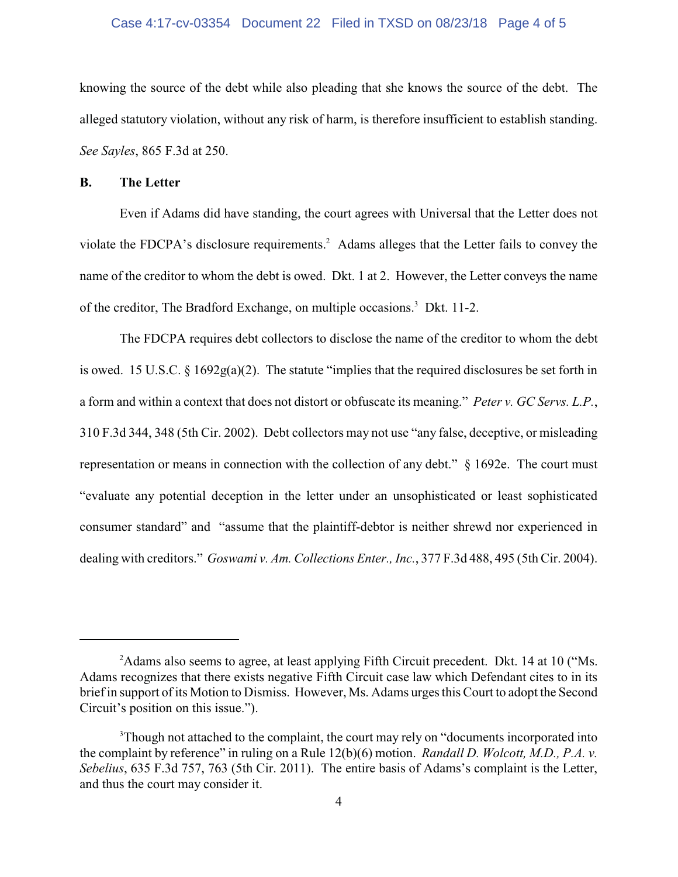knowing the source of the debt while also pleading that she knows the source of the debt. The alleged statutory violation, without any risk of harm, is therefore insufficient to establish standing. *See Sayles*, 865 F.3d at 250.

### B. The Letter

Even if Adams did have standing, the court agrees with Universal that the Letter does not violate the FDCPA's disclosure requirements.[2] Adams alleges that the Letter fails to convey the name of the creditor to whom the debt is owed. Dkt. 1 at 2. However, the Letter conveys the name of the creditor, The Bradford Exchange, on multiple occasions.[3] Dkt. 11-2.

The FDCPA requires debt collectors to disclose the name of the creditor to whom the debt is owed. 15 U.S.C. § 1692g(a)(2). The statute "implies that the required disclosures be set forth in a form and within a context that does not distort or obfuscate its meaning." *Peter v. GC Servs. L.P.*, 310 F.3d 344, 348 (5th Cir. 2002). Debt collectors may not use "any false, deceptive, or misleading representation or means in connection with the collection of any debt." § 1692e. The court must "evaluate any potential deception in the letter under an unsophisticated or least sophisticated consumer standard" and "assume that the plaintiff-debtor is neither shrewd nor experienced in dealing with creditors." *Goswami v. Am. Collections Enter., Inc.*, 377 F.3d 488, 495 (5th Cir. 2004).

---

[2] Adams also seems to agree, at least applying Fifth Circuit precedent. Dkt. 14 at 10 ("Ms. Adams recognizes that there exists negative Fifth Circuit case law which Defendant cites to in its brief in support of its Motion to Dismiss. However, Ms. Adams urges this Court to adopt the Second Circuit's position on this issue.").

[3] Though not attached to the complaint, the court may rely on "documents incorporated into the complaint by reference" in ruling on a Rule 12(b)(6) motion. *Randall D. Wolcott, M.D., P.A. v. Sebelius*, 635 F.3d 757, 763 (5th Cir. 2011). The entire basis of Adams's complaint is the Letter, and thus the court may consider it.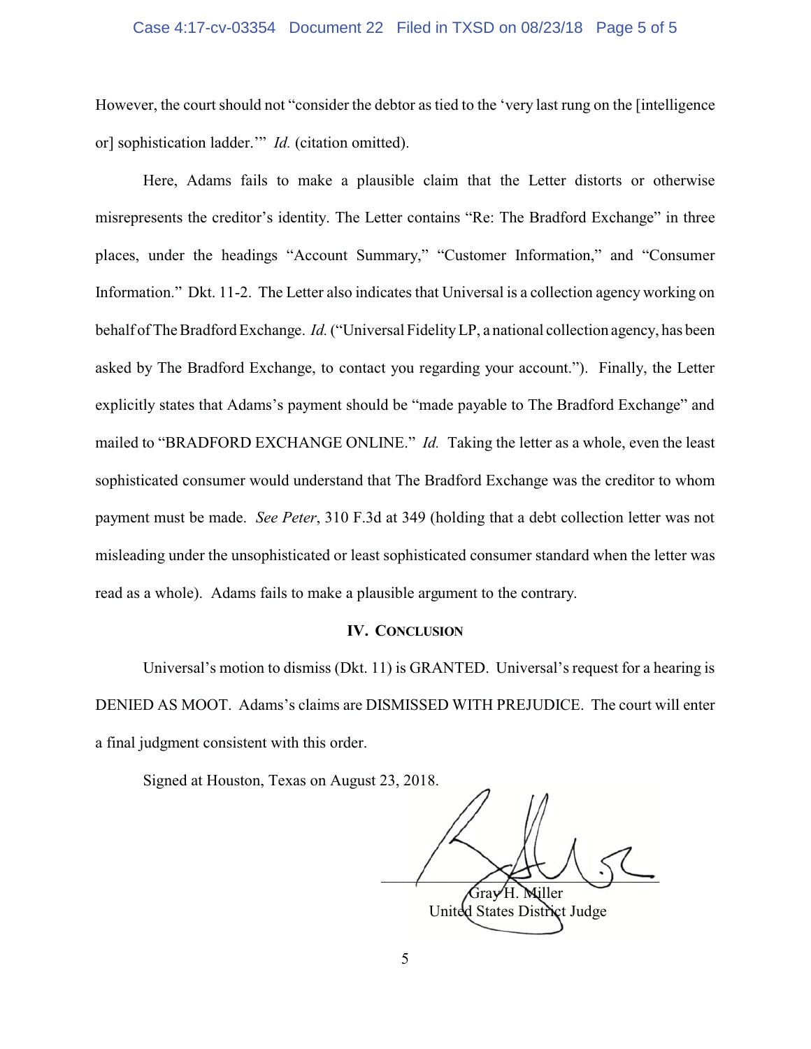However, the court should not "consider the debtor as tied to the 'very last rung on the [intelligence or] sophistication ladder.'" *Id.* (citation omitted).

Here, Adams fails to make a plausible claim that the Letter distorts or otherwise misrepresents the creditor's identity. The Letter contains "Re: The Bradford Exchange" in three places, under the headings "Account Summary," "Customer Information," and "Consumer Information." Dkt. 11-2. The Letter also indicates that Universal is a collection agency working on behalf of The Bradford Exchange. *Id.* ("Universal Fidelity LP, a national collection agency, has been asked by The Bradford Exchange, to contact you regarding your account."). Finally, the Letter explicitly states that Adams's payment should be "made payable to The Bradford Exchange" and mailed to "BRADFORD EXCHANGE ONLINE." *Id.* Taking the letter as a whole, even the least sophisticated consumer would understand that The Bradford Exchange was the creditor to whom payment must be made. *See Peter*, 310 F.3d at 349 (holding that a debt collection letter was not misleading under the unsophisticated or least sophisticated consumer standard when the letter was read as a whole). Adams fails to make a plausible argument to the contrary.

## IV. Conclusion

Universal's motion to dismiss (Dkt. 11) is GRANTED. Universal's request for a hearing is DENIED AS MOOT. Adams's claims are DISMISSED WITH PREJUDICE. The court will enter a final judgment consistent with this order.

Signed at Houston, Texas on August 23, 2018.

Gray H. Miller
United States District Judge